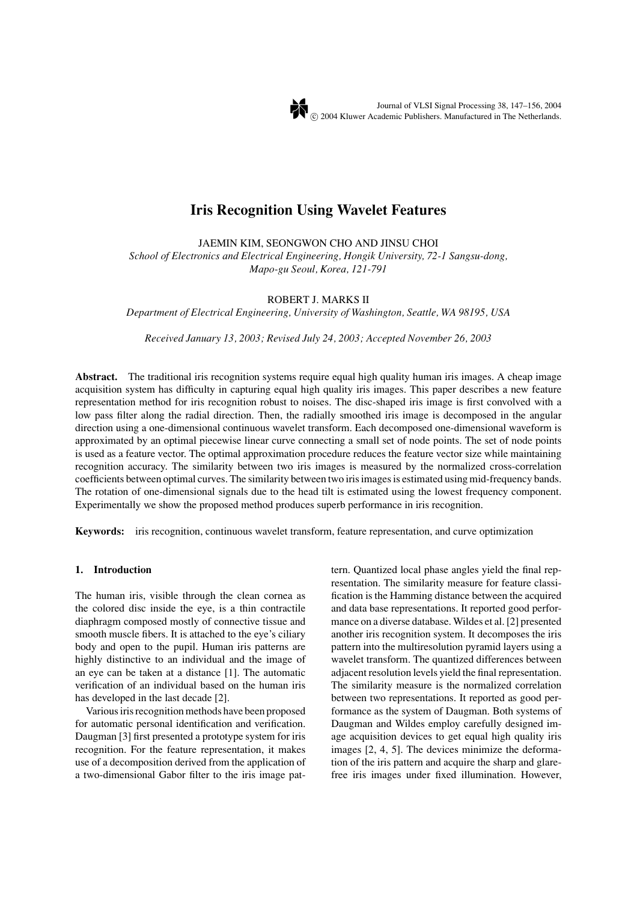# Iris Recognition Using Wavelet Features

JAEMIN KIM, SEONGWON CHO AND JINSU CHOI

*School of Electronics and Electrical Engineering, Hongik University, 72-1 Sangsu-dong, Mapo-gu Seoul, Korea, 121-791*

ROBERT J. MARKS II

*Department of Electrical Engineering, University of Washington, Seattle, WA 98195, USA*

*Received January 13, 2003; Revised July 24, 2003; Accepted November 26, 2003*

**Abstract.** The traditional iris recognition systems require equal high quality human iris images. A cheap image acquisition system has difficulty in capturing equal high quality iris images. This paper describes a new feature representation method for iris recognition robust to noises. The disc-shaped iris image is first convolved with a low pass filter along the radial direction. Then, the radially smoothed iris image is decomposed in the angular direction using a one-dimensional continuous wavelet transform. Each decomposed one-dimensional waveform is approximated by an optimal piecewise linear curve connecting a small set of node points. The set of node points is used as a feature vector. The optimal approximation procedure reduces the feature vector size while maintaining recognition accuracy. The similarity between two iris images is measured by the normalized cross-correlation coefficients between optimal curves. The similarity between two iris images is estimated using mid-frequency bands. The rotation of one-dimensional signals due to the head tilt is estimated using the lowest frequency component. Experimentally we show the proposed method produces superb performance in iris recognition.

**Keywords:** iris recognition, continuous wavelet transform, feature representation, and curve optimization

## 1. Introduction

The human iris, visible through the clean cornea as the colored disc inside the eye, is a thin contractile diaphragm composed mostly of connective tissue and smooth muscle fibers. It is attached to the eye's ciliary body and open to the pupil. Human iris patterns are highly distinctive to an individual and the image of an eye can be taken at a distance [1]. The automatic verification of an individual based on the human iris has developed in the last decade [2].

Various iris recognition methods have been proposed for automatic personal identification and verification. Daugman [3] first presented a prototype system for iris recognition. For the feature representation, it makes use of a decomposition derived from the application of a two-dimensional Gabor filter to the iris image pattern. Quantized local phase angles yield the final representation. The similarity measure for feature classification is the Hamming distance between the acquired and data base representations. It reported good performance on a diverse database. Wildes et al. [2] presented another iris recognition system. It decomposes the iris pattern into the multiresolution pyramid layers using a wavelet transform. The quantized differences between adjacent resolution levels yield the final representation. The similarity measure is the normalized correlation between two representations. It reported as good performance as the system of Daugman. Both systems of Daugman and Wildes employ carefully designed image acquisition devices to get equal high quality iris images [2, 4, 5]. The devices minimize the deformation of the iris pattern and acquire the sharp and glare-free iris images under fixed illumination. However,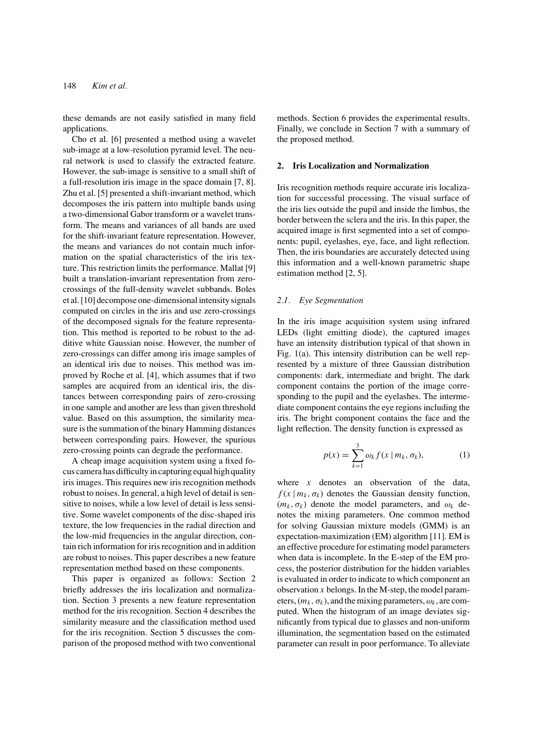these demands are not easily satisfied in many field applications.

Cho et al. [6] presented a method using a wavelet sub-image at a low-resolution pyramid level. The neural network is used to classify the extracted feature. However, the sub-image is sensitive to a small shift of a full-resolution iris image in the space domain [7, 8]. Zhu et al. [5] presented a shift-invariant method, which decomposes the iris pattern into multiple bands using a two-dimensional Gabor transform or a wavelet transform. The means and variances of all bands are used for the shift-invariant feature representation. However, the means and variances do not contain much information on the spatial characteristics of the iris texture. This restriction limits the performance. Mallat [9] built a translation-invariant representation from zero-crossings of the full-density wavelet subbands. Boles et al. [10] decompose one-dimensional intensity signals computed on circles in the iris and use zero-crossings of the decomposed signals for the feature representation. This method is reported to be robust to the additive white Gaussian noise. However, the number of zero-crossings can differ among iris image samples of an identical iris due to noises. This method was improved by Roche et al. [4], which assumes that if two samples are acquired from an identical iris, the distances between corresponding pairs of zero-crossing in one sample and another are less than given threshold value. Based on this assumption, the similarity measure is the summation of the binary Hamming distances between corresponding pairs. However, the spurious zero-crossing points can degrade the performance.

A cheap image acquisition system using a fixed focus camera has difficulty in capturing equal high quality iris images. This requires new iris recognition methods robust to noises. In general, a high level of detail is sensitive to noises, while a low level of detail is less sensitive. Some wavelet components of the disc-shaped iris texture, the low frequencies in the radial direction and the low-mid frequencies in the angular direction, contain rich information for iris recognition and in addition are robust to noises. This paper describes a new feature representation method based on these components.

This paper is organized as follows: Section 2 briefly addresses the iris localization and normalization. Section 3 presents a new feature representation method for the iris recognition. Section 4 describes the similarity measure and the classification method used for the iris recognition. Section 5 discusses the comparison of the proposed method with two conventional methods. Section 6 provides the experimental results. Finally, we conclude in Section 7 with a summary of the proposed method.

## 2. Iris Localization and Normalization

Iris recognition methods require accurate iris localization for successful processing. The visual surface of the iris lies outside the pupil and inside the limbus, the border between the sclera and the iris. In this paper, the acquired image is first segmented into a set of components: pupil, eyelashes, eye, face, and light reflection. Then, the iris boundaries are accurately detected using this information and a well-known parametric shape estimation method [2, 5].

### 2.1. Eye Segmentation

In the iris image acquisition system using infrared LEDs (light emitting diode), the captured images have an intensity distribution typical of that shown in Fig. 1(a). This intensity distribution can be well represented by a mixture of three Gaussian distribution components: dark, intermediate and bright. The dark component contains the portion of the image corresponding to the pupil and the eyelashes. The intermediate component contains the eye regions including the iris. The bright component contains the face and the light reflection. The density function is expressed as

$$p(x) = \sum_{k=1}^{3} \omega_k f(x \mid m_k, \sigma_k), \tag{1}$$

where $x$ denotes an observation of the data, $f(x \mid m_k, \sigma_k)$ denotes the Gaussian density function, $(m_k, \sigma_k)$ denote the model parameters, and $\omega_k$ denotes the mixing parameters. One common method for solving Gaussian mixture models (GMM) is an expectation-maximization (EM) algorithm [11]. EM is an effective procedure for estimating model parameters when data is incomplete. In the E-step of the EM process, the posterior distribution for the hidden variables is evaluated in order to indicate to which component an observation $x$ belongs. In the M-step, the model parameters, $(m_k, \sigma_k)$, and the mixing parameters, $\omega_k$, are computed. When the histogram of an image deviates significantly from typical due to glasses and non-uniform illumination, the segmentation based on the estimated parameter can result in poor performance. To alleviate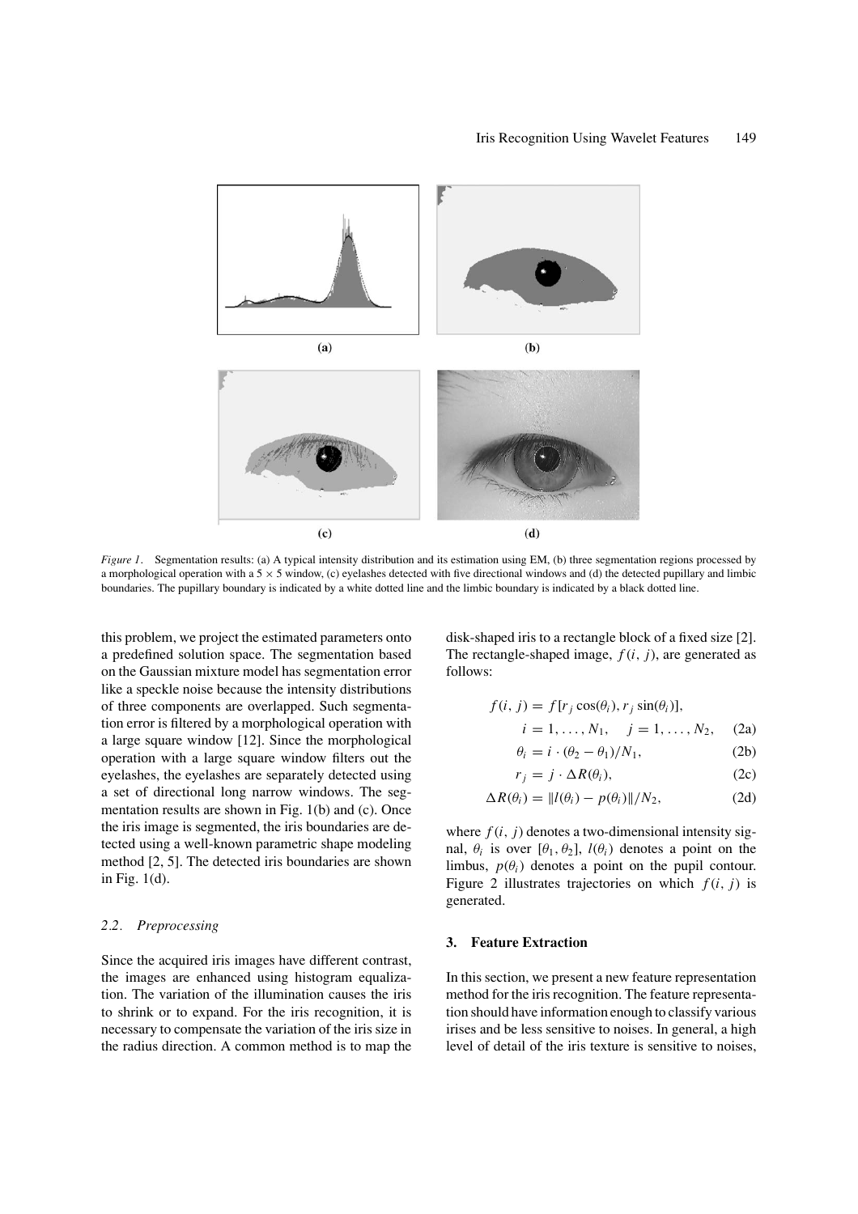*Figure 1*. Segmentation results: (a) A typical intensity distribution and its estimation using EM, (b) three segmentation regions processed by a morphological operation with a $5 \times 5$ window, (c) eyelashes detected with five directional windows and (d) the detected pupillary and limbic boundaries. The pupillary boundary is indicated by a white dotted line and the limbic boundary is indicated by a black dotted line.

this problem, we project the estimated parameters onto a predefined solution space. The segmentation based on the Gaussian mixture model has segmentation error like a speckle noise because the intensity distributions of three components are overlapped. Such segmentation error is filtered by a morphological operation with a large square window [12]. Since the morphological operation with a large square window filters out the eyelashes, the eyelashes are separately detected using a set of directional long narrow windows. The segmentation results are shown in Fig. 1(b) and (c). Once the iris image is segmented, the iris boundaries are detected using a well-known parametric shape modeling method [2, 5]. The detected iris boundaries are shown in Fig. 1(d).

### *2.2. Preprocessing*

Since the acquired iris images have different contrast, the images are enhanced using histogram equalization. The variation of the illumination causes the iris to shrink or to expand. For the iris recognition, it is necessary to compensate the variation of the iris size in the radius direction. A common method is to map the disk-shaped iris to a rectangle block of a fixed size [2]. The rectangle-shaped image, $f(i, j)$, are generated as follows:

$$f(i, j) = f[r_j \cos(\theta_i), r_j \sin(\theta_i)],$$

$$i = 1, \ldots, N_1, \quad j = 1, \ldots, N_2, \qquad \text{(2a)}$$

$$\theta_i = i \cdot (\theta_2 - \theta_1)/N_1, \qquad \text{(2b)}$$

$$r_j = j \cdot \Delta R(\theta_i), \qquad \text{(2c)}$$

$$\Delta R(\theta_i) = \| l(\theta_i) - p(\theta_i) \| / N_2, \qquad \text{(2d)}$$

where $f(i, j)$ denotes a two-dimensional intensity signal, $\theta_i$ is over $[\theta_1, \theta_2]$, $l(\theta_i)$ denotes a point on the limbus, $p(\theta_i)$ denotes a point on the pupil contour. Figure 2 illustrates trajectories on which $f(i, j)$ is generated.

## 3. Feature Extraction

In this section, we present a new feature representation method for the iris recognition. The feature representation should have information enough to classify various irises and be less sensitive to noises. In general, a high level of detail of the iris texture is sensitive to noises,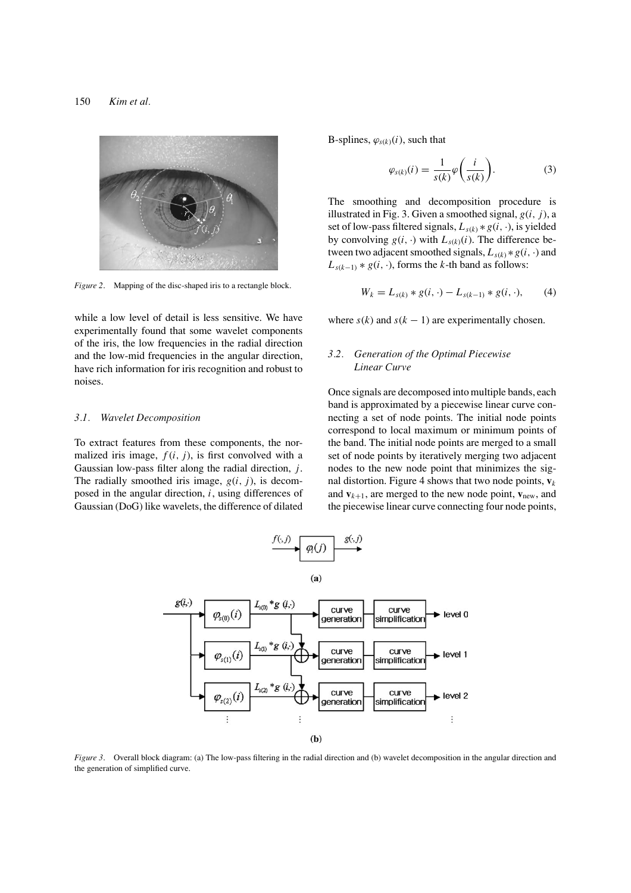*Figure 2*. Mapping of the disc-shaped iris to a rectangle block.

while a low level of detail is less sensitive. We have experimentally found that some wavelet components of the iris, the low frequencies in the radial direction and the low-mid frequencies in the angular direction, have rich information for iris recognition and robust to noises.

### 3.1. Wavelet Decomposition

To extract features from these components, the normalized iris image, $f(i, j)$, is first convolved with a Gaussian low-pass filter along the radial direction, $j$. The radially smoothed iris image, $g(i, j)$, is decomposed in the angular direction, $i$, using differences of Gaussian (DoG) like wavelets, the difference of dilated B-splines, $\varphi_{s(k)}(i)$, such that

$$\varphi_{s(k)}(i) = \frac{1}{s(k)}\varphi\left(\frac{i}{s(k)}\right). \tag{3}$$

The smoothing and decomposition procedure is illustrated in Fig. 3. Given a smoothed signal, $g(i, j)$, a set of low-pass filtered signals, $L_{s(k)} * g(i, \cdot)$, is yielded by convolving $g(i, \cdot)$ with $L_{s(k)}(i)$. The difference between two adjacent smoothed signals, $L_{s(k)} * g(i, \cdot)$ and $L_{s(k-1)} * g(i, \cdot)$, forms the $k$-th band as follows:

$$W_k = L_{s(k)} * g(i, \cdot) - L_{s(k-1)} * g(i, \cdot), \tag{4}$$

where $s(k)$ and $s(k-1)$ are experimentally chosen.

### 3.2. Generation of the Optimal Piecewise Linear Curve

Once signals are decomposed into multiple bands, each band is approximated by a piecewise linear curve connecting a set of node points. The initial node points correspond to local maximum or minimum points of the band. The initial node points are merged to a small set of node points by iteratively merging two adjacent nodes to the new node point that minimizes the signal distortion. Figure 4 shows that two node points, $\mathbf{v}_k$ and $\mathbf{v}_{k+1}$, are merged to the new node point, $\mathbf{v}_{\text{new}}$, and the piecewise linear curve connecting four node points,

*Figure 3*. Overall block diagram: (a) The low-pass filtering in the radial direction and (b) wavelet decomposition in the angular direction and the generation of simplified curve.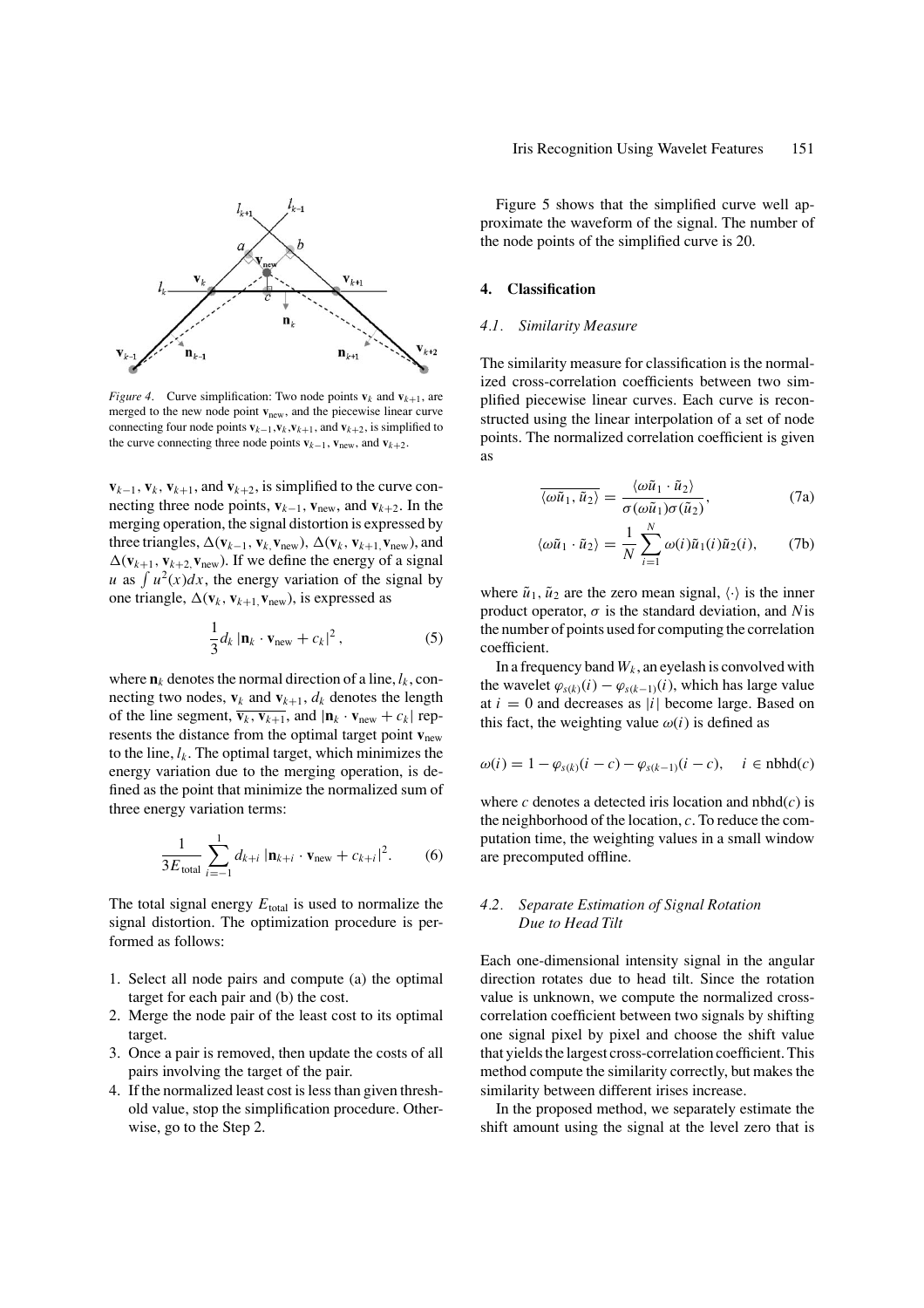*Figure 4*. Curve simplification: Two node points $\mathbf{v}_k$ and $\mathbf{v}_{k+1}$, are merged to the new node point $\mathbf{v}_{\text{new}}$, and the piecewise linear curve connecting four node points $\mathbf{v}_{k-1}, \mathbf{v}_k, \mathbf{v}_{k+1}$, and $\mathbf{v}_{k+2}$, is simplified to the curve connecting three node points $\mathbf{v}_{k-1}$, $\mathbf{v}_{\text{new}}$, and $\mathbf{v}_{k+2}$.

$\mathbf{v}_{k-1}$, $\mathbf{v}_k$, $\mathbf{v}_{k+1}$, and $\mathbf{v}_{k+2}$, is simplified to the curve connecting three node points, $\mathbf{v}_{k-1}$, $\mathbf{v}_{\text{new}}$, and $\mathbf{v}_{k+2}$. In the merging operation, the signal distortion is expressed by three triangles, $\Delta(\mathbf{v}_{k-1}, \mathbf{v}_k, \mathbf{v}_{\text{new}})$, $\Delta(\mathbf{v}_k, \mathbf{v}_{k+1}, \mathbf{v}_{\text{new}})$, and $\Delta(\mathbf{v}_{k+1}, \mathbf{v}_{k+2}, \mathbf{v}_{\text{new}})$. If we define the energy of a signal $u$ as $\int u^2(x)dx$, the energy variation of the signal by one triangle, $\Delta(\mathbf{v}_k, \mathbf{v}_{k+1}, \mathbf{v}_{\text{new}})$, is expressed as

$$\frac{1}{3} d_k \left| \mathbf{n}_k \cdot \mathbf{v}_{\text{new}} + c_k \right|^2, \tag{5}$$

where $\mathbf{n}_k$ denotes the normal direction of a line, $l_k$, connecting two nodes, $\mathbf{v}_k$ and $\mathbf{v}_{k+1}$, $d_k$ denotes the length of the line segment, $\overline{\mathbf{v}_k, \mathbf{v}_{k+1}}$, and $|\mathbf{n}_k \cdot \mathbf{v}_{\text{new}} + c_k|$ represents the distance from the optimal target point $\mathbf{v}_{\text{new}}$ to the line, $l_k$. The optimal target, which minimizes the energy variation due to the merging operation, is defined as the point that minimize the normalized sum of three energy variation terms:

$$\frac{1}{3E_{\text{total}}} \sum_{i=-1}^{1} d_{k+i} \left| \mathbf{n}_{k+i} \cdot \mathbf{v}_{\text{new}} + c_{k+i} \right|^2. \tag{6}$$

The total signal energy $E_{\text{total}}$ is used to normalize the signal distortion. The optimization procedure is performed as follows:

1. Select all node pairs and compute (a) the optimal target for each pair and (b) the cost.
2. Merge the node pair of the least cost to its optimal target.
3. Once a pair is removed, then update the costs of all pairs involving the target of the pair.
4. If the normalized least cost is less than given threshold value, stop the simplification procedure. Otherwise, go to the Step 2.

Figure 5 shows that the simplified curve well approximate the waveform of the signal. The number of the node points of the simplified curve is 20.

## 4. Classification

### 4.1. Similarity Measure

The similarity measure for classification is the normalized cross-correlation coefficients between two simplified piecewise linear curves. Each curve is reconstructed using the linear interpolation of a set of node points. The normalized correlation coefficient is given as

$$\overline{\langle \omega \tilde{u}_1, \tilde{u}_2 \rangle} = \frac{\langle \omega \tilde{u}_1 \cdot \tilde{u}_2 \rangle}{\sigma(\omega \tilde{u}_1)\sigma(\tilde{u}_2)}, \tag{7a}$$

$$\langle \omega \tilde{u}_1 \cdot \tilde{u}_2 \rangle = \frac{1}{N} \sum_{i=1}^{N} \omega(i) \tilde{u}_1(i) \tilde{u}_2(i), \tag{7b}$$

where $\tilde{u}_1, \tilde{u}_2$ are the zero mean signal, $\langle \cdot \rangle$ is the inner product operator, $\sigma$ is the standard deviation, and $N$ is the number of points used for computing the correlation coefficient.

In a frequency band $W_k$, an eyelash is convolved with the wavelet $\varphi_{s(k)}(i) - \varphi_{s(k-1)}(i)$, which has large value at $i = 0$ and decreases as $|i|$ become large. Based on this fact, the weighting value $\omega(i)$ is defined as

$$\omega(i) = 1 - \varphi_{s(k)}(i - c) - \varphi_{s(k-1)}(i - c), \quad i \in \text{nbhd}(c)$$

where $c$ denotes a detected iris location and $\text{nbhd}(c)$ is the neighborhood of the location, $c$. To reduce the computation time, the weighting values in a small window are precomputed offline.

### 4.2. Separate Estimation of Signal Rotation Due to Head Tilt

Each one-dimensional intensity signal in the angular direction rotates due to head tilt. Since the rotation value is unknown, we compute the normalized cross-correlation coefficient between two signals by shifting one signal pixel by pixel and choose the shift value that yields the largest cross-correlation coefficient. This method compute the similarity correctly, but makes the similarity between different irises increase.

In the proposed method, we separately estimate the shift amount using the signal at the level zero that is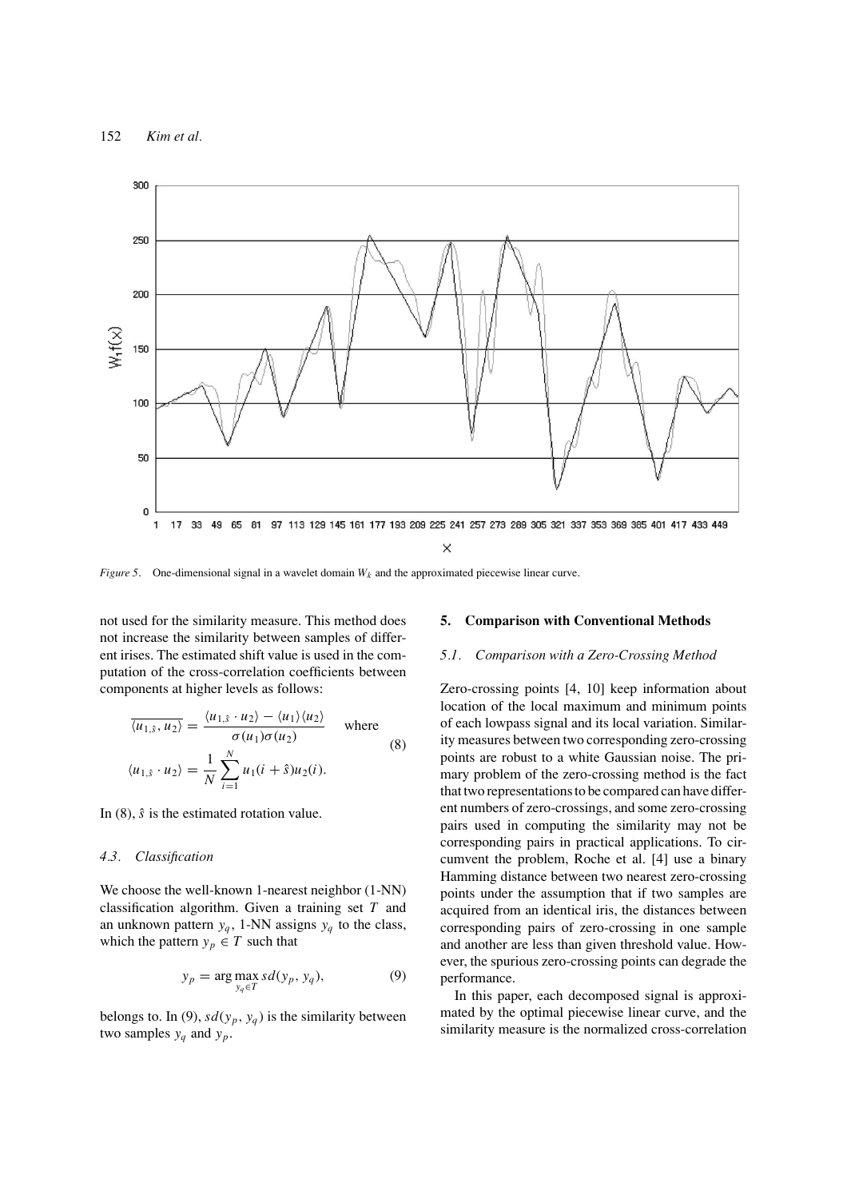*Figure 5*. One-dimensional signal in a wavelet domain $W_k$ and the approximated piecewise linear curve.

not used for the similarity measure. This method does not increase the similarity between samples of different irises. The estimated shift value is used in the computation of the cross-correlation coefficients between components at higher levels as follows:

$$\overline{\langle u_{1,\hat{s}}, u_2 \rangle} = \frac{\langle u_{1,\hat{s}} \cdot u_2 \rangle - \langle u_1 \rangle \langle u_2 \rangle}{\sigma(u_1)\sigma(u_2)} \quad \text{where}$$
$$\langle u_{1,\hat{s}} \cdot u_2 \rangle = \frac{1}{N} \sum_{i=1}^{N} u_1(i+\hat{s}) u_2(i). \tag{8}$$

In (8), $\hat{s}$ is the estimated rotation value.

### 4.3. Classification

We choose the well-known 1-nearest neighbor (1-NN) classification algorithm. Given a training set $T$ and an unknown pattern $y_q$, 1-NN assigns $y_q$ to the class, which the pattern $y_p \in T$ such that

$$y_p = \arg\max_{y_q \in T} sd(y_p, y_q), \tag{9}$$

belongs to. In (9), $sd(y_p, y_q)$ is the similarity between two samples $y_q$ and $y_p$.

## 5. Comparison with Conventional Methods

### 5.1. Comparison with a Zero-Crossing Method

Zero-crossing points [4, 10] keep information about location of the local maximum and minimum points of each lowpass signal and its local variation. Similarity measures between two corresponding zero-crossing points are robust to a white Gaussian noise. The primary problem of the zero-crossing method is the fact that two representations to be compared can have different numbers of zero-crossings, and some zero-crossing pairs used in computing the similarity may not be corresponding pairs in practical applications. To circumvent the problem, Roche et al. [4] use a binary Hamming distance between two nearest zero-crossing points under the assumption that if two samples are acquired from an identical iris, the distances between corresponding pairs of zero-crossing in one sample and another are less than given threshold value. However, the spurious zero-crossing points can degrade the performance.

In this paper, each decomposed signal is approximated by the optimal piecewise linear curve, and the similarity measure is the normalized cross-correlation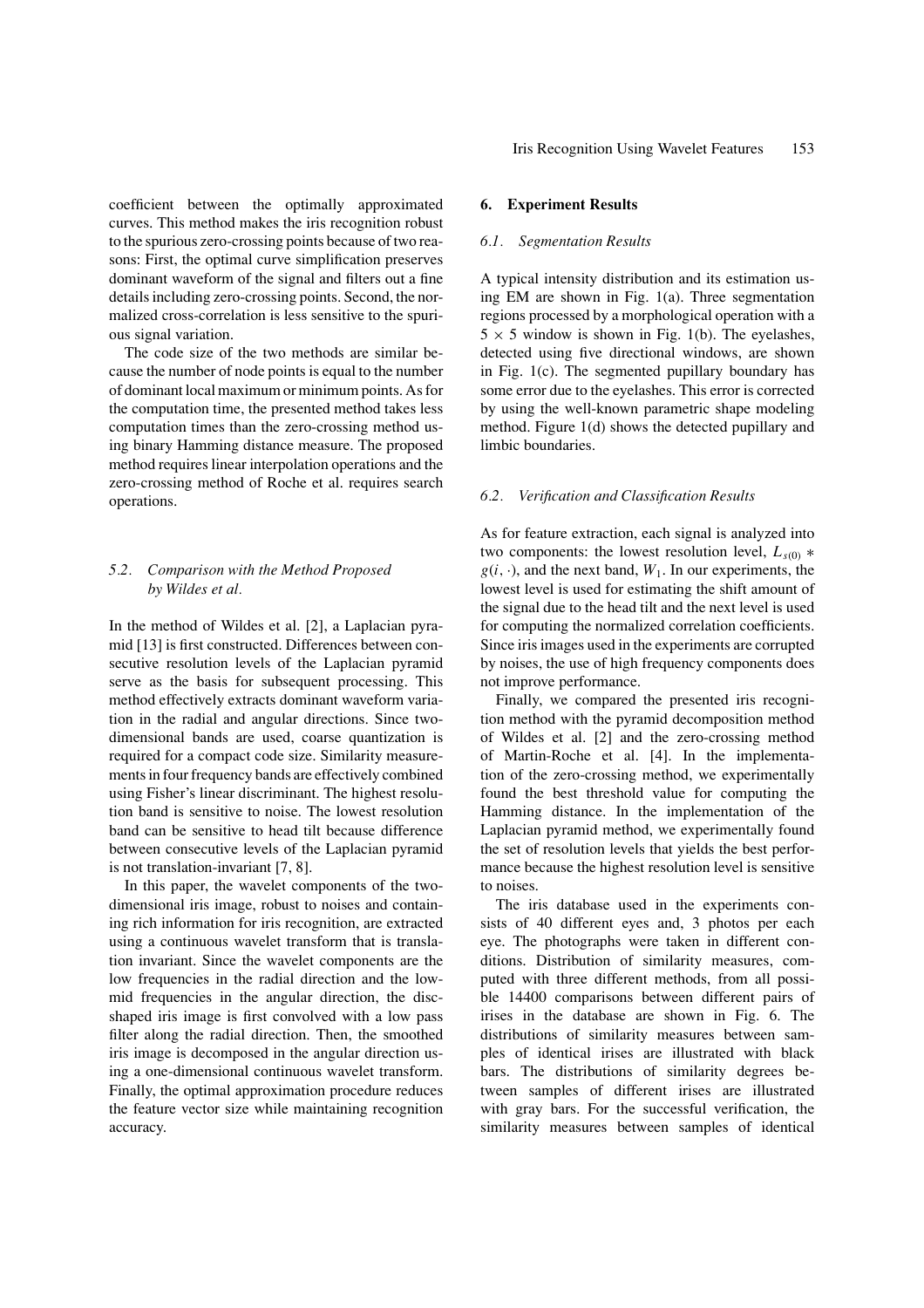coefficient between the optimally approximated curves. This method makes the iris recognition robust to the spurious zero-crossing points because of two reasons: First, the optimal curve simplification preserves dominant waveform of the signal and filters out a fine details including zero-crossing points. Second, the normalized cross-correlation is less sensitive to the spurious signal variation.

The code size of the two methods are similar because the number of node points is equal to the number of dominant local maximum or minimum points. As for the computation time, the presented method takes less computation times than the zero-crossing method using binary Hamming distance measure. The proposed method requires linear interpolation operations and the zero-crossing method of Roche et al. requires search operations.

### *5.2. Comparison with the Method Proposed by Wildes et al.*

In the method of Wildes et al. [2], a Laplacian pyramid [13] is first constructed. Differences between consecutive resolution levels of the Laplacian pyramid serve as the basis for subsequent processing. This method effectively extracts dominant waveform variation in the radial and angular directions. Since two-dimensional bands are used, coarse quantization is required for a compact code size. Similarity measurements in four frequency bands are effectively combined using Fisher's linear discriminant. The highest resolution band is sensitive to noise. The lowest resolution band can be sensitive to head tilt because difference between consecutive levels of the Laplacian pyramid is not translation-invariant [7, 8].

In this paper, the wavelet components of the two-dimensional iris image, robust to noises and containing rich information for iris recognition, are extracted using a continuous wavelet transform that is translation invariant. Since the wavelet components are the low frequencies in the radial direction and the low-mid frequencies in the angular direction, the disc-shaped iris image is first convolved with a low pass filter along the radial direction. Then, the smoothed iris image is decomposed in the angular direction using a one-dimensional continuous wavelet transform. Finally, the optimal approximation procedure reduces the feature vector size while maintaining recognition accuracy.

## 6. Experiment Results

### *6.1. Segmentation Results*

A typical intensity distribution and its estimation using EM are shown in Fig. 1(a). Three segmentation regions processed by a morphological operation with a $5 \times 5$ window is shown in Fig. 1(b). The eyelashes, detected using five directional windows, are shown in Fig. 1(c). The segmented pupillary boundary has some error due to the eyelashes. This error is corrected by using the well-known parametric shape modeling method. Figure 1(d) shows the detected pupillary and limbic boundaries.

### *6.2. Verification and Classification Results*

As for feature extraction, each signal is analyzed into two components: the lowest resolution level, $L_{s(0)} * g(i, \cdot)$, and the next band, $W_1$. In our experiments, the lowest level is used for estimating the shift amount of the signal due to the head tilt and the next level is used for computing the normalized correlation coefficients. Since iris images used in the experiments are corrupted by noises, the use of high frequency components does not improve performance.

Finally, we compared the presented iris recognition method with the pyramid decomposition method of Wildes et al. [2] and the zero-crossing method of Martin-Roche et al. [4]. In the implementation of the zero-crossing method, we experimentally found the best threshold value for computing the Hamming distance. In the implementation of the Laplacian pyramid method, we experimentally found the set of resolution levels that yields the best performance because the highest resolution level is sensitive to noises.

The iris database used in the experiments consists of 40 different eyes and, 3 photos per each eye. The photographs were taken in different conditions. Distribution of similarity measures, computed with three different methods, from all possible 14400 comparisons between different pairs of irises in the database are shown in Fig. 6. The distributions of similarity measures between samples of identical irises are illustrated with black bars. The distributions of similarity degrees between samples of different irises are illustrated with gray bars. For the successful verification, the similarity measures between samples of identical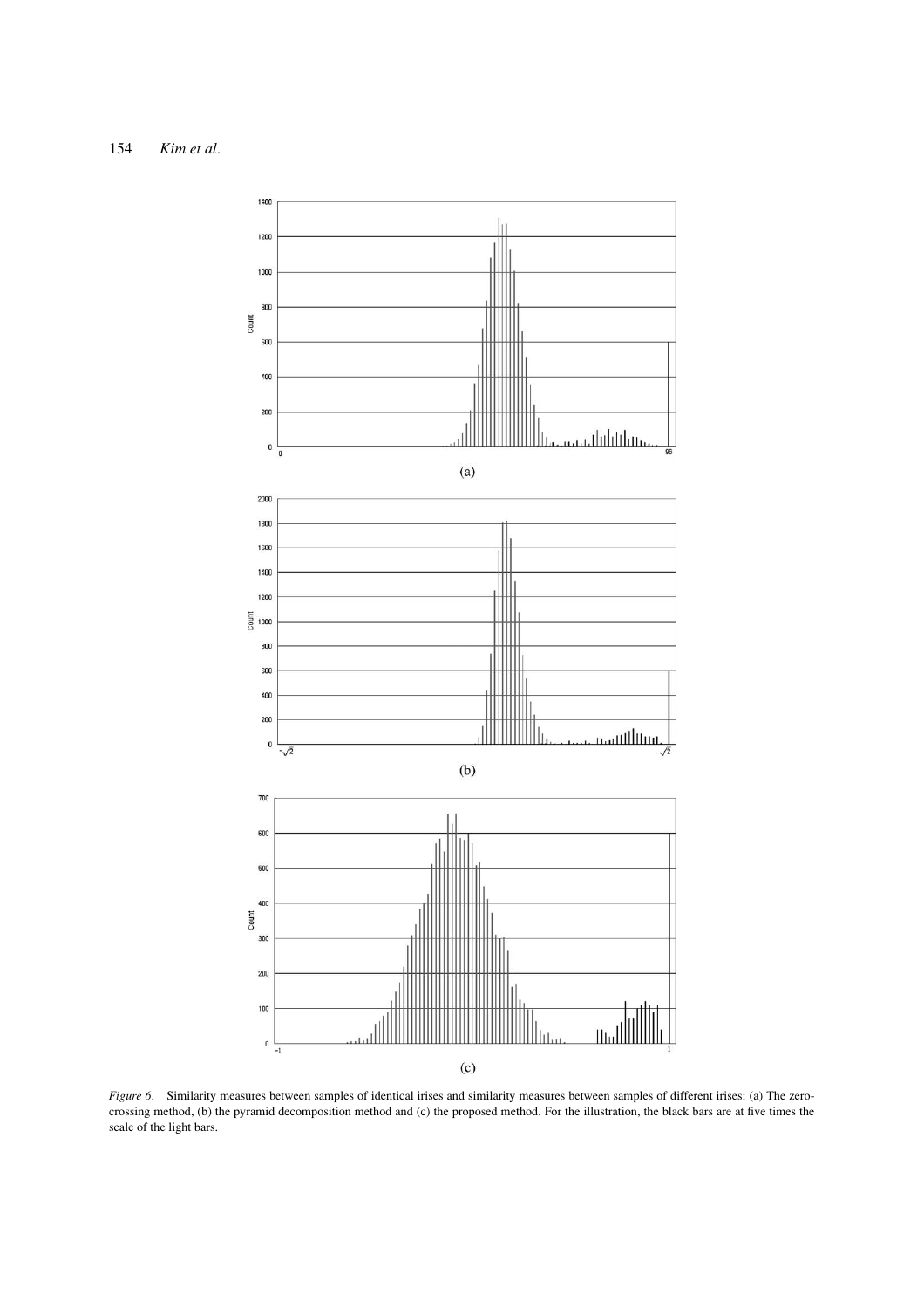(a)

(b)

(c)

*Figure 6.* Similarity measures between samples of identical irises and similarity measures between samples of different irises: (a) The zero-crossing method, (b) the pyramid decomposition method and (c) the proposed method. For the illustration, the black bars are at five times the scale of the light bars.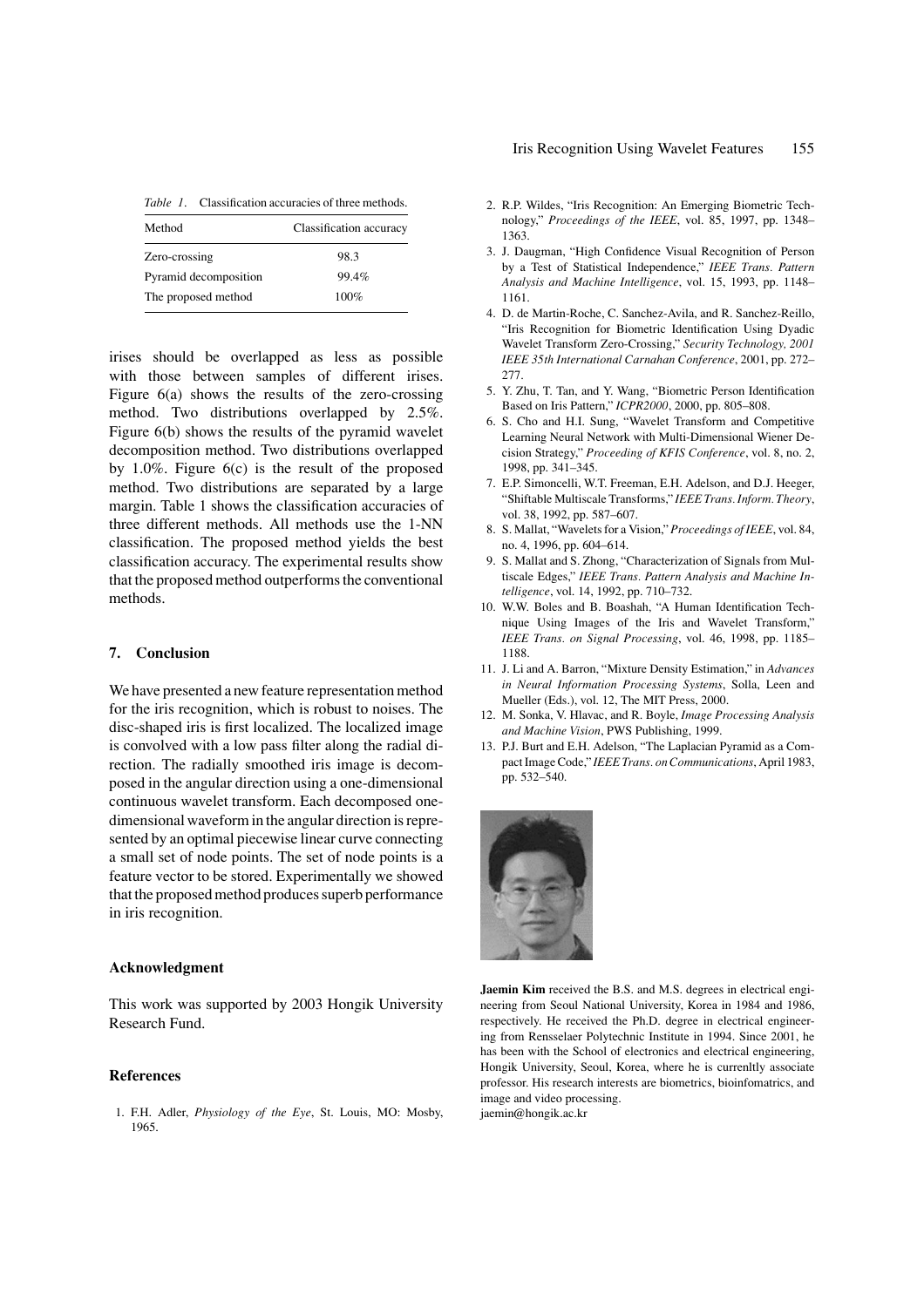*Table 1*. Classification accuracies of three methods.

| Method | Classification accuracy |
|---|---|
| Zero-crossing | 98.3 |
| Pyramid decomposition | 99.4% |
| The proposed method | 100% |

irises should be overlapped as less as possible with those between samples of different irises. Figure 6(a) shows the results of the zero-crossing method. Two distributions overlapped by 2.5%. Figure 6(b) shows the results of the pyramid wavelet decomposition method. Two distributions overlapped by 1.0%. Figure 6(c) is the result of the proposed method. Two distributions are separated by a large margin. Table 1 shows the classification accuracies of three different methods. All methods use the 1-NN classification. The proposed method yields the best classification accuracy. The experimental results show that the proposed method outperforms the conventional methods.

## 7. Conclusion

We have presented a new feature representation method for the iris recognition, which is robust to noises. The disc-shaped iris is first localized. The localized image is convolved with a low pass filter along the radial direction. The radially smoothed iris image is decomposed in the angular direction using a one-dimensional continuous wavelet transform. Each decomposed one-dimensional waveform in the angular direction is represented by an optimal piecewise linear curve connecting a small set of node points. The set of node points is a feature vector to be stored. Experimentally we showed that the proposed method produces superb performance in iris recognition.

### Acknowledgment

This work was supported by 2003 Hongik University Research Fund.

### References

1. F.H. Adler, *Physiology of the Eye*, St. Louis, MO: Mosby, 1965.
2. R.P. Wildes, "Iris Recognition: An Emerging Biometric Technology," *Proceedings of the IEEE*, vol. 85, 1997, pp. 1348–1363.
3. J. Daugman, "High Confidence Visual Recognition of Person by a Test of Statistical Independence," *IEEE Trans. Pattern Analysis and Machine Intelligence*, vol. 15, 1993, pp. 1148–1161.
4. D. de Martin-Roche, C. Sanchez-Avila, and R. Sanchez-Reillo, "Iris Recognition for Biometric Identification Using Dyadic Wavelet Transform Zero-Crossing," *Security Technology, 2001 IEEE 35th International Carnahan Conference*, 2001, pp. 272–277.
5. Y. Zhu, T. Tan, and Y. Wang, "Biometric Person Identification Based on Iris Pattern," *ICPR2000*, 2000, pp. 805–808.
6. S. Cho and H.I. Sung, "Wavelet Transform and Competitive Learning Neural Network with Multi-Dimensional Wiener Decision Strategy," *Proceeding of KFIS Conference*, vol. 8, no. 2, 1998, pp. 341–345.
7. E.P. Simoncelli, W.T. Freeman, E.H. Adelson, and D.J. Heeger, "Shiftable Multiscale Transforms," *IEEE Trans. Inform. Theory*, vol. 38, 1992, pp. 587–607.
8. S. Mallat, "Wavelets for a Vision," *Proceedings of IEEE*, vol. 84, no. 4, 1996, pp. 604–614.
9. S. Mallat and S. Zhong, "Characterization of Signals from Multiscale Edges," *IEEE Trans. Pattern Analysis and Machine Intelligence*, vol. 14, 1992, pp. 710–732.
10. W.W. Boles and B. Boashah, "A Human Identification Technique Using Images of the Iris and Wavelet Transform," *IEEE Trans. on Signal Processing*, vol. 46, 1998, pp. 1185–1188.
11. J. Li and A. Barron, "Mixture Density Estimation," in *Advances in Neural Information Processing Systems*, Solla, Leen and Mueller (Eds.), vol. 12, The MIT Press, 2000.
12. M. Sonka, V. Hlavac, and R. Boyle, *Image Processing Analysis and Machine Vision*, PWS Publishing, 1999.
13. P.J. Burt and E.H. Adelson, "The Laplacian Pyramid as a Compact Image Code," *IEEE Trans. on Communications*, April 1983, pp. 532–540.

**Jaemin Kim** received the B.S. and M.S. degrees in electrical engineering from Seoul National University, Korea in 1984 and 1986, respectively. He received the Ph.D. degree in electrical engineering from Rensselaer Polytechnic Institute in 1994. Since 2001, he has been with the School of electronics and electrical engineering, Hongik University, Seoul, Korea, where he is currenltly associate professor. His research interests are biometrics, bioinfomatics, and image and video processing.
jaemin@hongik.ac.kr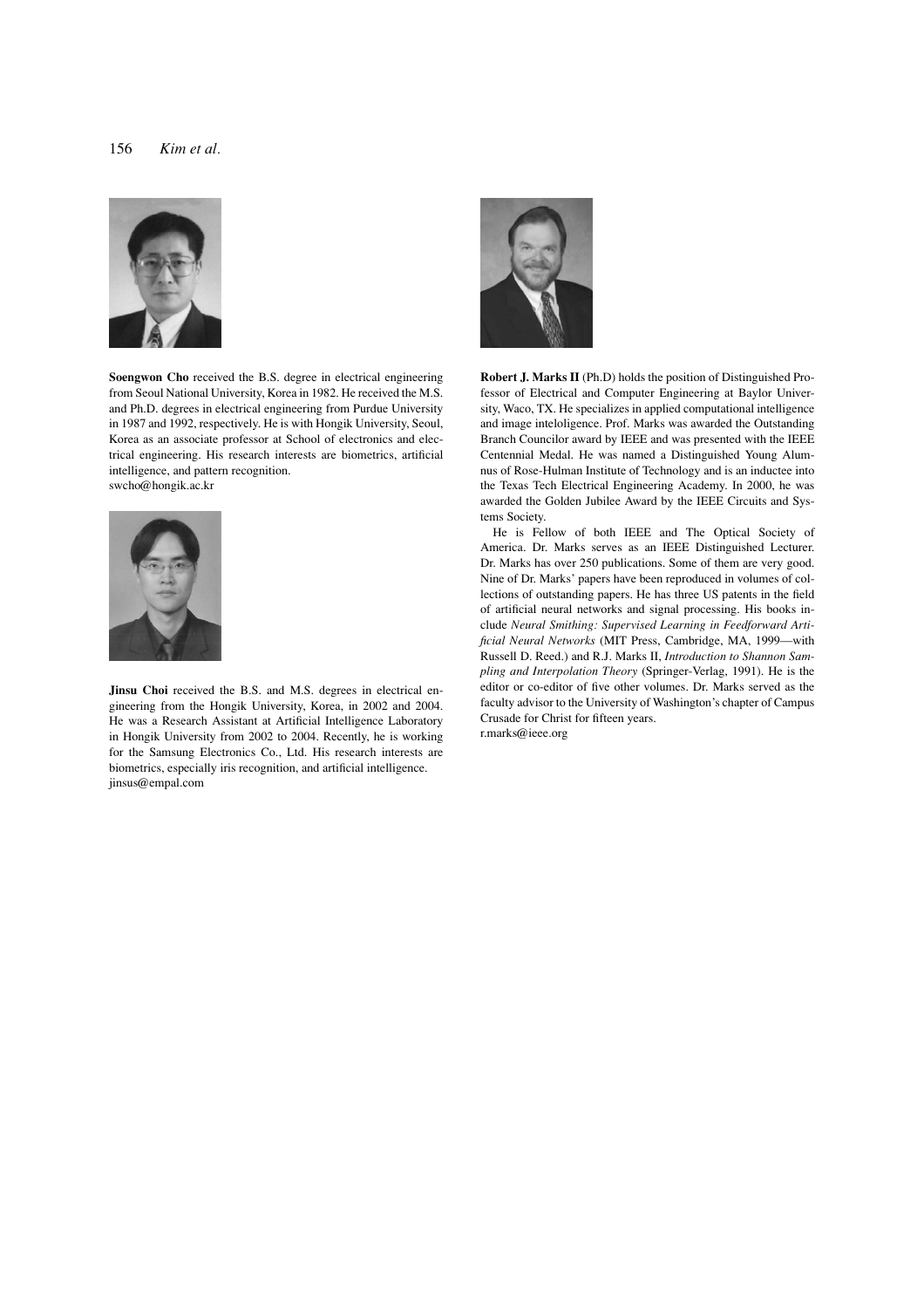**Soengwon Cho** received the B.S. degree in electrical engineering from Seoul National University, Korea in 1982. He received the M.S. and Ph.D. degrees in electrical engineering from Purdue University in 1987 and 1992, respectively. He is with Hongik University, Seoul, Korea as an associate professor at School of electronics and electrical engineering. His research interests are biometrics, artificial intelligence, and pattern recognition.
swcho@hongik.ac.kr

**Jinsu Choi** received the B.S. and M.S. degrees in electrical engineering from the Hongik University, Korea, in 2002 and 2004. He was a Research Assistant at Artificial Intelligence Laboratory in Hongik University from 2002 to 2004. Recently, he is working for the Samsung Electronics Co., Ltd. His research interests are biometrics, especially iris recognition, and artificial intelligence.
jinsus@empal.com

**Robert J. Marks II** (Ph.D) holds the position of Distinguished Professor of Electrical and Computer Engineering at Baylor University, Waco, TX. He specializes in applied computational intelligence and image inteloligence. Prof. Marks was awarded the Outstanding Branch Councilor award by IEEE and was presented with the IEEE Centennial Medal. He was named a Distinguished Young Alumnus of Rose-Hulman Institute of Technology and is an inductee into the Texas Tech Electrical Engineering Academy. In 2000, he was awarded the Golden Jubilee Award by the IEEE Circuits and Systems Society.

He is Fellow of both IEEE and The Optical Society of America. Dr. Marks serves as an IEEE Distinguished Lecturer. Dr. Marks has over 250 publications. Some of them are very good. Nine of Dr. Marks' papers have been reproduced in volumes of collections of outstanding papers. He has three US patents in the field of artificial neural networks and signal processing. His books include *Neural Smithing: Supervised Learning in Feedforward Artificial Neural Networks* (MIT Press, Cambridge, MA, 1999—with Russell D. Reed.) and R.J. Marks II, *Introduction to Shannon Sampling and Interpolation Theory* (Springer-Verlag, 1991). He is the editor or co-editor of five other volumes. Dr. Marks served as the faculty advisor to the University of Washington's chapter of Campus Crusade for Christ for fifteen years.
r.marks@ieee.org